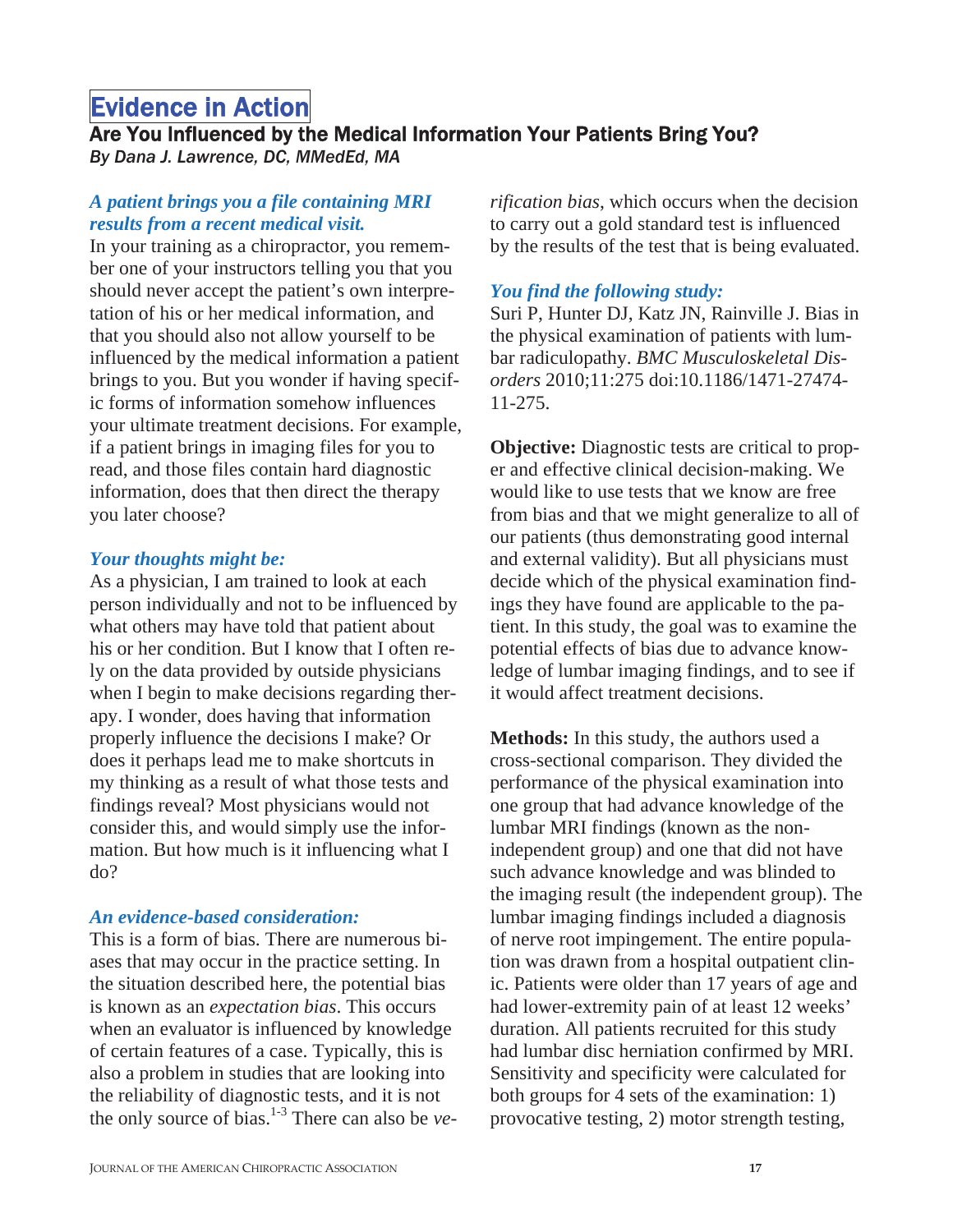# Evidence in Action

## Are You Influenced by the Medical Information Your Patients Bring You?

*By Dana J. Lawrence, DC, MMedEd, MA*

### *A patient brings you a file containing MRI results from a recent medical visit.*

In your training as a chiropractor, you remember one of your instructors telling you that you should never accept the patient's own interpretation of his or her medical information, and that you should also not allow yourself to be influenced by the medical information a patient brings to you. But you wonder if having specific forms of information somehow influences your ultimate treatment decisions. For example, if a patient brings in imaging files for you to read, and those files contain hard diagnostic information, does that then direct the therapy you later choose?

### *Your thoughts might be:*

As a physician, I am trained to look at each person individually and not to be influenced by what others may have told that patient about his or her condition. But I know that I often rely on the data provided by outside physicians when I begin to make decisions regarding therapy. I wonder, does having that information properly influence the decisions I make? Or does it perhaps lead me to make shortcuts in my thinking as a result of what those tests and findings reveal? Most physicians would not consider this, and would simply use the information. But how much is it influencing what I do?

### *An evidence-based consideration:*

This is a form of bias. There are numerous biases that may occur in the practice setting. In the situation described here, the potential bias is known as an *expectation bias*. This occurs when an evaluator is influenced by knowledge of certain features of a case. Typically, this is also a problem in studies that are looking into the reliability of diagnostic tests, and it is not the only source of bias.[1-3] There can also be *verification bias*, which occurs when the decision to carry out a gold standard test is influenced by the results of the test that is being evaluated.

### *You find the following study:*

Suri P, Hunter DJ, Katz JN, Rainville J. Bias in the physical examination of patients with lumbar radiculopathy. *BMC Musculoskeletal Disorders* 2010;11:275 doi:10.1186/1471-27474-11-275.

**Objective:** Diagnostic tests are critical to proper and effective clinical decision-making. We would like to use tests that we know are free from bias and that we might generalize to all of our patients (thus demonstrating good internal and external validity). But all physicians must decide which of the physical examination findings they have found are applicable to the patient. In this study, the goal was to examine the potential effects of bias due to advance knowledge of lumbar imaging findings, and to see if it would affect treatment decisions.

**Methods:** In this study, the authors used a cross-sectional comparison. They divided the performance of the physical examination into one group that had advance knowledge of the lumbar MRI findings (known as the non-independent group) and one that did not have such advance knowledge and was blinded to the imaging result (the independent group). The lumbar imaging findings included a diagnosis of nerve root impingement. The entire population was drawn from a hospital outpatient clinic. Patients were older than 17 years of age and had lower-extremity pain of at least 12 weeks' duration. All patients recruited for this study had lumbar disc herniation confirmed by MRI. Sensitivity and specificity were calculated for both groups for 4 sets of the examination: 1) provocative testing, 2) motor strength testing,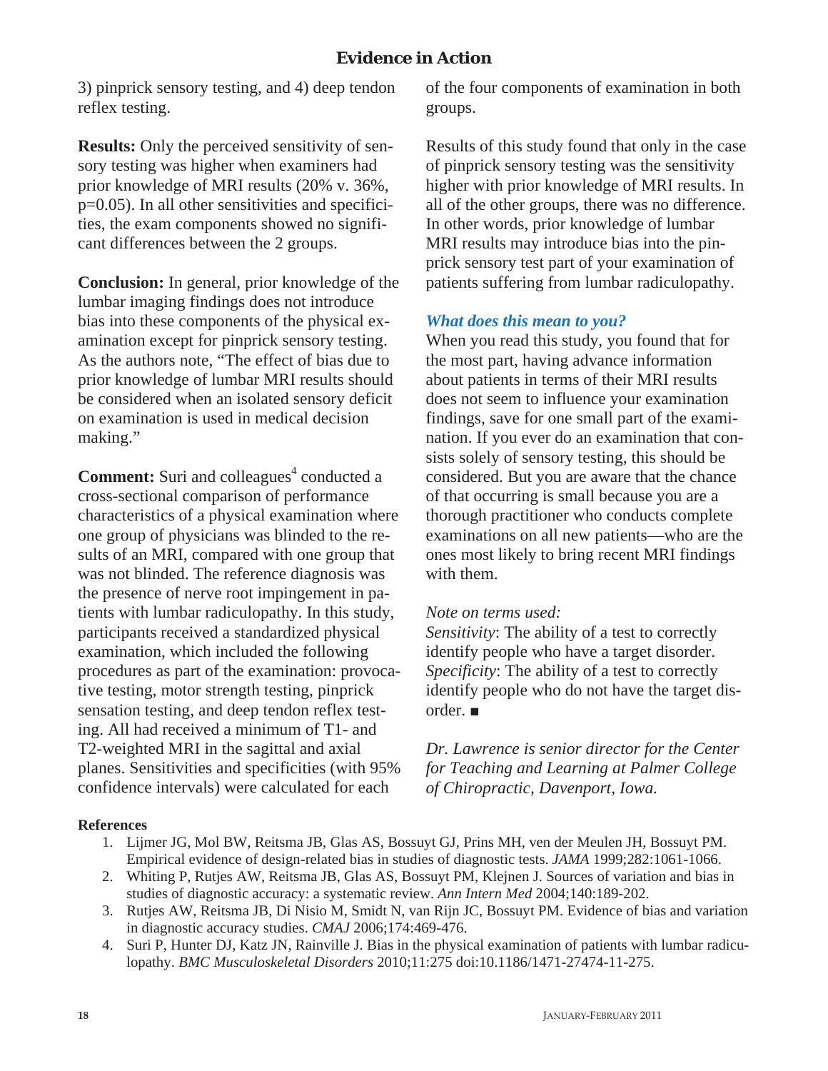3) pinprick sensory testing, and 4) deep tendon reflex testing.

**Results:** Only the perceived sensitivity of sensory testing was higher when examiners had prior knowledge of MRI results (20% v. 36%, p=0.05). In all other sensitivities and specificities, the exam components showed no significant differences between the 2 groups.

**Conclusion:** In general, prior knowledge of the lumbar imaging findings does not introduce bias into these components of the physical examination except for pinprick sensory testing. As the authors note, "The effect of bias due to prior knowledge of lumbar MRI results should be considered when an isolated sensory deficit on examination is used in medical decision making."

**Comment:** Suri and colleagues[4] conducted a cross-sectional comparison of performance characteristics of a physical examination where one group of physicians was blinded to the results of an MRI, compared with one group that was not blinded. The reference diagnosis was the presence of nerve root impingement in patients with lumbar radiculopathy. In this study, participants received a standardized physical examination, which included the following procedures as part of the examination: provocative testing, motor strength testing, pinprick sensation testing, and deep tendon reflex testing. All had received a minimum of T1- and T2-weighted MRI in the sagittal and axial planes. Sensitivities and specificities (with 95% confidence intervals) were calculated for each of the four components of examination in both groups.

Results of this study found that only in the case of pinprick sensory testing was the sensitivity higher with prior knowledge of MRI results. In all of the other groups, there was no difference. In other words, prior knowledge of lumbar MRI results may introduce bias into the pinprick sensory test part of your examination of patients suffering from lumbar radiculopathy.

### *What does this mean to you?*

When you read this study, you found that for the most part, having advance information about patients in terms of their MRI results does not seem to influence your examination findings, save for one small part of the examination. If you ever do an examination that consists solely of sensory testing, this should be considered. But you are aware that the chance of that occurring is small because you are a thorough practitioner who conducts complete examinations on all new patients—who are the ones most likely to bring recent MRI findings with them.

*Note on terms used:*

*Sensitivity*: The ability of a test to correctly identify people who have a target disorder.
*Specificity*: The ability of a test to correctly identify people who do not have the target disorder. ■

*Dr. Lawrence is senior director for the Center for Teaching and Learning at Palmer College of Chiropractic, Davenport, Iowa.*

**References**

1. Lijmer JG, Mol BW, Reitsma JB, Glas AS, Bossuyt GJ, Prins MH, ven der Meulen JH, Bossuyt PM. Empirical evidence of design-related bias in studies of diagnostic tests. *JAMA* 1999;282:1061-1066.
2. Whiting P, Rutjes AW, Reitsma JB, Glas AS, Bossuyt PM, Klejnen J. Sources of variation and bias in studies of diagnostic accuracy: a systematic review. *Ann Intern Med* 2004;140:189-202.
3. Rutjes AW, Reitsma JB, Di Nisio M, Smidt N, van Rijn JC, Bossuyt PM. Evidence of bias and variation in diagnostic accuracy studies. *CMAJ* 2006;174:469-476.
4. Suri P, Hunter DJ, Katz JN, Rainville J. Bias in the physical examination of patients with lumbar radiculopathy. *BMC Musculoskeletal Disorders* 2010;11:275 doi:10.1186/1471-27474-11-275.